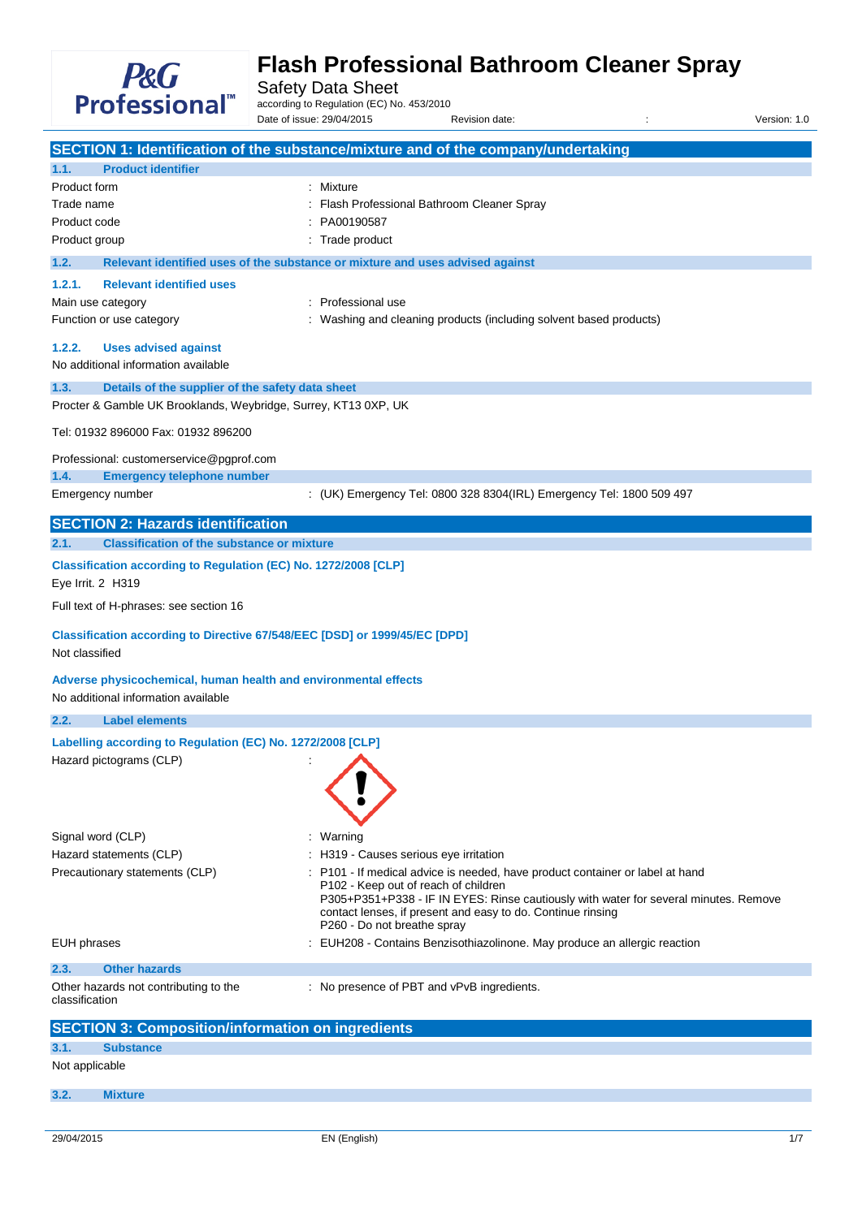# Flash Professional Bathroom Cleaner Spray

Safety Data Sheet

according to Regulation (EC) No. 453/2010

Date of issue: 29/04/2015 Revision date: : Version: 1.0

## SECTION 1: Identification of the substance/mixture and of the company/undertaking

### 1.1. Product identifier

| | |
|---|---|
| Product form | : Mixture |
| Trade name | : Flash Professional Bathroom Cleaner Spray |
| Product code | : PA00190587 |
| Product group | : Trade product |

### 1.2. Relevant identified uses of the substance or mixture and uses advised against

#### 1.2.1. Relevant identified uses

| | |
|---|---|
| Main use category | : Professional use |
| Function or use category | : Washing and cleaning products (including solvent based products) |

#### 1.2.2. Uses advised against

No additional information available

### 1.3. Details of the supplier of the safety data sheet

Procter & Gamble UK Brooklands, Weybridge, Surrey, KT13 0XP, UK

Tel: 01932 896000 Fax: 01932 896200

Professional: customerservice@pgprof.com

### 1.4. Emergency telephone number

| | |
|---|---|
| Emergency number | : (UK) Emergency Tel: 0800 328 8304(IRL) Emergency Tel: 1800 509 497 |

## SECTION 2: Hazards identification

### 2.1. Classification of the substance or mixture

**Classification according to Regulation (EC) No. 1272/2008 [CLP]**

Eye Irrit. 2 H319

Full text of H-phrases: see section 16

**Classification according to Directive 67/548/EEC [DSD] or 1999/45/EC [DPD]**

Not classified

**Adverse physicochemical, human health and environmental effects**

No additional information available

### 2.2. Label elements

**Labelling according to Regulation (EC) No. 1272/2008 [CLP]**

Hazard pictograms (CLP) :

Signal word (CLP) : Warning

Hazard statements (CLP) : H319 - Causes serious eye irritation

Precautionary statements (CLP) : P101 - If medical advice is needed, have product container or label at hand
P102 - Keep out of reach of children
P305+P351+P338 - IF IN EYES: Rinse cautiously with water for several minutes. Remove contact lenses, if present and easy to do. Continue rinsing
P260 - Do not breathe spray

EUH phrases : EUH208 - Contains Benzisothiazolinone. May produce an allergic reaction

### 2.3. Other hazards

| | |
|---|---|
| Other hazards not contributing to the classification | : No presence of PBT and vPvB ingredients. |

## SECTION 3: Composition/information on ingredients

### 3.1. Substance

Not applicable

### 3.2. Mixture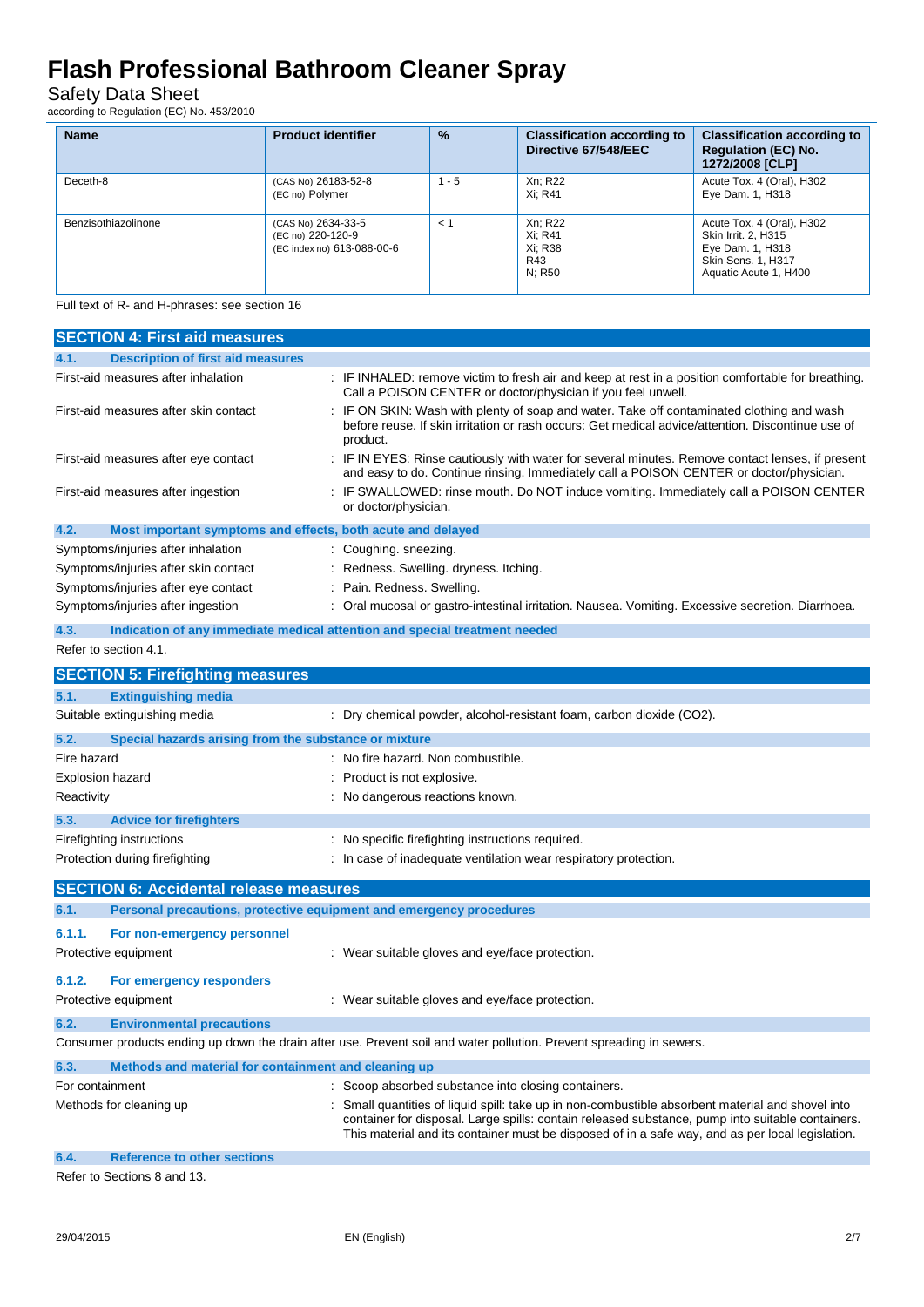| Name | Product identifier | % | Classification according to Directive 67/548/EEC | Classification according to Regulation (EC) No. 1272/2008 [CLP] |
|---|---|---|---|---|
| Deceth-8 | (CAS No) 26183-52-8<br>(EC no) Polymer | 1 - 5 | Xn; R22<br>Xi; R41 | Acute Tox. 4 (Oral), H302<br>Eye Dam. 1, H318 |
| Benzisothiazolinone | (CAS No) 2634-33-5<br>(EC no) 220-120-9<br>(EC index no) 613-088-00-6 | < 1 | Xn; R22<br>Xi; R41<br>Xi; R38<br>R43<br>N; R50 | Acute Tox. 4 (Oral), H302<br>Skin Irrit. 2, H315<br>Eye Dam. 1, H318<br>Skin Sens. 1, H317<br>Aquatic Acute 1, H400 |

Full text of R- and H-phrases: see section 16

## SECTION 4: First aid measures

### 4.1. Description of first aid measures

First-aid measures after inhalation : IF INHALED: remove victim to fresh air and keep at rest in a position comfortable for breathing. Call a POISON CENTER or doctor/physician if you feel unwell.

First-aid measures after skin contact : IF ON SKIN: Wash with plenty of soap and water. Take off contaminated clothing and wash before reuse. If skin irritation or rash occurs: Get medical advice/attention. Discontinue use of product.

First-aid measures after eye contact : IF IN EYES: Rinse cautiously with water for several minutes. Remove contact lenses, if present and easy to do. Continue rinsing. Immediately call a POISON CENTER or doctor/physician.

First-aid measures after ingestion : IF SWALLOWED: rinse mouth. Do NOT induce vomiting. Immediately call a POISON CENTER or doctor/physician.

### 4.2. Most important symptoms and effects, both acute and delayed

Symptoms/injuries after inhalation : Coughing. sneezing.

Symptoms/injuries after skin contact : Redness. Swelling. dryness. Itching.

Symptoms/injuries after eye contact : Pain. Redness. Swelling.

Symptoms/injuries after ingestion : Oral mucosal or gastro-intestinal irritation. Nausea. Vomiting. Excessive secretion. Diarrhoea.

### 4.3. Indication of any immediate medical attention and special treatment needed

Refer to section 4.1.

## SECTION 5: Firefighting measures

### 5.1. Extinguishing media

Suitable extinguishing media : Dry chemical powder, alcohol-resistant foam, carbon dioxide ($CO_2$).

### 5.2. Special hazards arising from the substance or mixture

Fire hazard : No fire hazard. Non combustible.

Explosion hazard : Product is not explosive.

Reactivity : No dangerous reactions known.

### 5.3. Advice for firefighters

Firefighting instructions : No specific firefighting instructions required.

Protection during firefighting : In case of inadequate ventilation wear respiratory protection.

## SECTION 6: Accidental release measures

### 6.1. Personal precautions, protective equipment and emergency procedures

#### 6.1.1. For non-emergency personnel

Protective equipment : Wear suitable gloves and eye/face protection.

#### 6.1.2. For emergency responders

Protective equipment : Wear suitable gloves and eye/face protection.

### 6.2. Environmental precautions

Consumer products ending up down the drain after use. Prevent soil and water pollution. Prevent spreading in sewers.

### 6.3. Methods and material for containment and cleaning up

For containment : Scoop absorbed substance into closing containers.

Methods for cleaning up : Small quantities of liquid spill: take up in non-combustible absorbent material and shovel into container for disposal. Large spills: contain released substance, pump into suitable containers. This material and its container must be disposed of in a safe way, and as per local legislation.

### 6.4. Reference to other sections

Refer to Sections 8 and 13.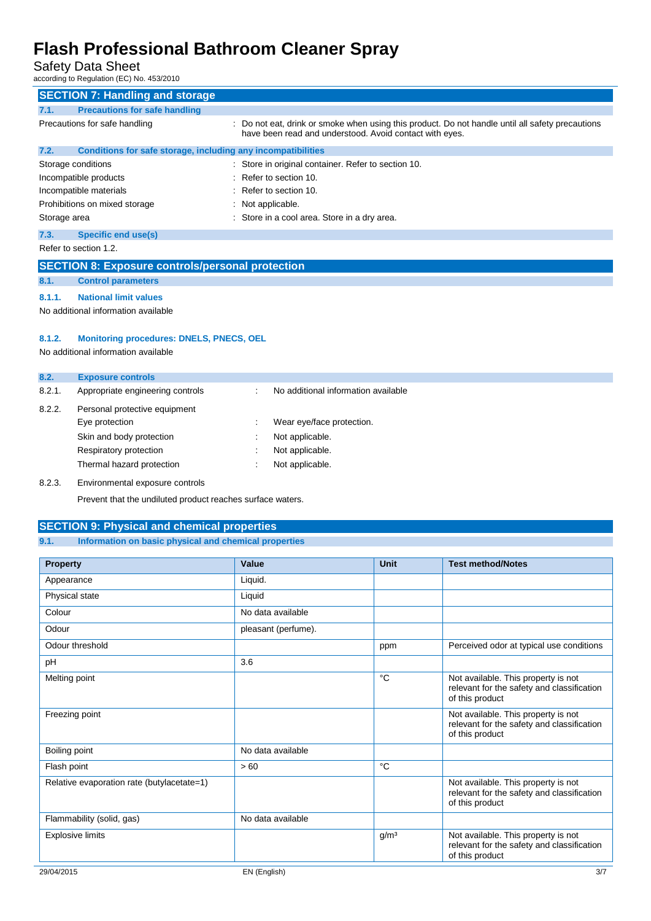## SECTION 7: Handling and storage

### 7.1. Precautions for safe handling

Precautions for safe handling : Do not eat, drink or smoke when using this product. Do not handle until all safety precautions have been read and understood. Avoid contact with eyes.

### 7.2. Conditions for safe storage, including any incompatibilities

Storage conditions : Store in original container. Refer to section 10.

Incompatible products : Refer to section 10.

Incompatible materials : Refer to section 10.

Prohibitions on mixed storage : Not applicable.

Storage area : Store in a cool area. Store in a dry area.

### 7.3. Specific end use(s)

Refer to section 1.2.

## SECTION 8: Exposure controls/personal protection

### 8.1. Control parameters

#### 8.1.1. National limit values

No additional information available

#### 8.1.2. Monitoring procedures: DNELS, PNECS, OEL

No additional information available

### 8.2. Exposure controls

8.2.1. Appropriate engineering controls : No additional information available

8.2.2. Personal protective equipment

- Eye protection : Wear eye/face protection.
- Skin and body protection : Not applicable.
- Respiratory protection : Not applicable.
- Thermal hazard protection : Not applicable.

8.2.3. Environmental exposure controls

Prevent that the undiluted product reaches surface waters.

## SECTION 9: Physical and chemical properties

### 9.1. Information on basic physical and chemical properties

| Property | Value | Unit | Test method/Notes |
|---|---|---|---|
| Appearance | Liquid. | | |
| Physical state | Liquid | | |
| Colour | No data available | | |
| Odour | pleasant (perfume). | | |
| Odour threshold | | ppm | Perceived odor at typical use conditions |
| pH | 3.6 | | |
| Melting point | | °C | Not available. This property is not relevant for the safety and classification of this product |
| Freezing point | | | Not available. This property is not relevant for the safety and classification of this product |
| Boiling point | No data available | | |
| Flash point | > 60 | °C | |
| Relative evaporation rate (butylacetate=1) | | | Not available. This property is not relevant for the safety and classification of this product |
| Flammability (solid, gas) | No data available | | |
| Explosive limits | | $g/m^3$ | Not available. This property is not relevant for the safety and classification of this product |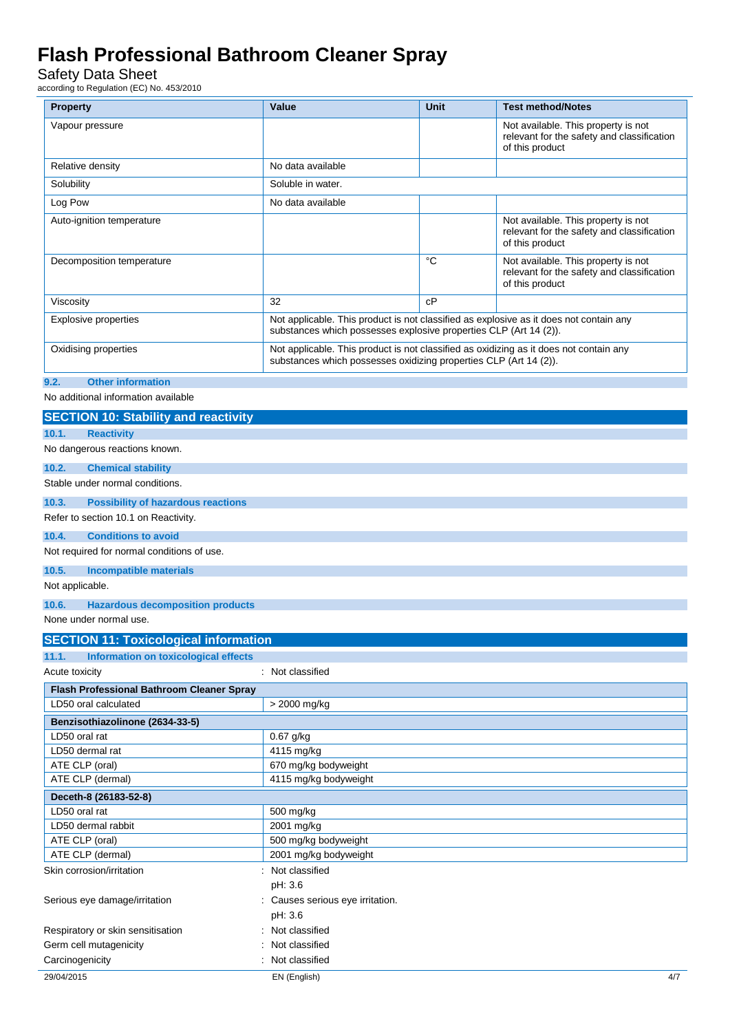| Property | Value | Unit | Test method/Notes |
|---|---|---|---|
| Vapour pressure | | | Not available. This property is not relevant for the safety and classification of this product |
| Relative density | No data available | | |
| Solubility | Soluble in water. | | |
| Log Pow | No data available | | |
| Auto-ignition temperature | | | Not available. This property is not relevant for the safety and classification of this product |
| Decomposition temperature | | °C | Not available. This property is not relevant for the safety and classification of this product |
| Viscosity | 32 | cP | |
| Explosive properties | Not applicable. This product is not classified as explosive as it does not contain any substances which possesses explosive properties CLP (Art 14 (2)). | | |
| Oxidising properties | Not applicable. This product is not classified as oxidizing as it does not contain any substances which possesses oxidizing properties CLP (Art 14 (2)). | | |

### 9.2. Other information

No additional information available

## SECTION 10: Stability and reactivity

### 10.1. Reactivity

No dangerous reactions known.

### 10.2. Chemical stability

Stable under normal conditions.

### 10.3. Possibility of hazardous reactions

Refer to section 10.1 on Reactivity.

### 10.4. Conditions to avoid

Not required for normal conditions of use.

### 10.5. Incompatible materials

Not applicable.

### 10.6. Hazardous decomposition products

None under normal use.

## SECTION 11: Toxicological information

### 11.1. Information on toxicological effects

Acute toxicity : Not classified

| Flash Professional Bathroom Cleaner Spray | |
|---|---|
| LD50 oral calculated | > 2000 mg/kg |
| **Benzisothiazolinone (2634-33-5)** | |
| LD50 oral rat | 0.67 g/kg |
| LD50 dermal rat | 4115 mg/kg |
| ATE CLP (oral) | 670 mg/kg bodyweight |
| ATE CLP (dermal) | 4115 mg/kg bodyweight |
| **Deceth-8 (26183-52-8)** | |
| LD50 oral rat | 500 mg/kg |
| LD50 dermal rabbit | 2001 mg/kg |
| ATE CLP (oral) | 500 mg/kg bodyweight |
| ATE CLP (dermal) | 2001 mg/kg bodyweight |

Skin corrosion/irritation : Not classified

pH: 3.6

Serious eye damage/irritation : Causes serious eye irritation.

pH: 3.6

Respiratory or skin sensitisation : Not classified

Germ cell mutagenicity : Not classified

Carcinogenicity : Not classified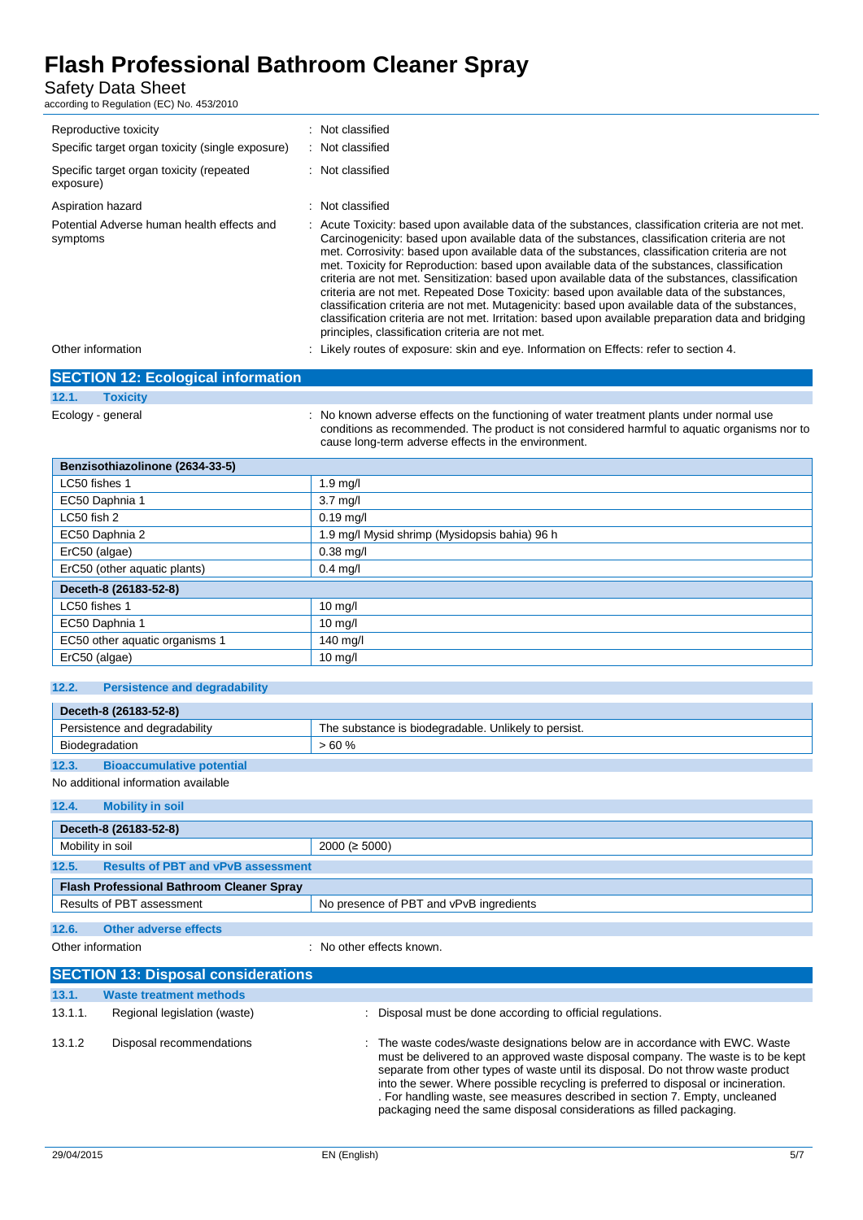| | |
|---|---|
| Reproductive toxicity | : Not classified |
| Specific target organ toxicity (single exposure) | : Not classified |
| Specific target organ toxicity (repeated exposure) | : Not classified |
| Aspiration hazard | : Not classified |
| Potential Adverse human health effects and symptoms | : Acute Toxicity: based upon available data of the substances, classification criteria are not met. Carcinogenicity: based upon available data of the substances, classification criteria are not met. Corrosivity: based upon available data of the substances, classification criteria are not met. Toxicity for Reproduction: based upon available data of the substances, classification criteria are not met. Sensitization: based upon available data of the substances, classification criteria are not met. Repeated Dose Toxicity: based upon available data of the substances, classification criteria are not met. Mutagenicity: based upon available data of the substances, classification criteria are not met. Irritation: based upon available preparation data and bridging principles, classification criteria are not met. |
| Other information | : Likely routes of exposure: skin and eye. Information on Effects: refer to section 4. |

## SECTION 12: Ecological information

### 12.1. Toxicity

Ecology - general : No known adverse effects on the functioning of water treatment plants under normal use conditions as recommended. The product is not considered harmful to aquatic organisms nor to cause long-term adverse effects in the environment.

| Benzisothiazolinone (2634-33-5) | |
|---|---|
| LC50 fishes 1 | 1.9 mg/l |
| EC50 Daphnia 1 | 3.7 mg/l |
| LC50 fish 2 | 0.19 mg/l |
| EC50 Daphnia 2 | 1.9 mg/l Mysid shrimp (Mysidopsis bahia) 96 h |
| ErC50 (algae) | 0.38 mg/l |
| ErC50 (other aquatic plants) | 0.4 mg/l |
| **Deceth-8 (26183-52-8)** | |
| LC50 fishes 1 | 10 mg/l |
| EC50 Daphnia 1 | 10 mg/l |
| EC50 other aquatic organisms 1 | 140 mg/l |
| ErC50 (algae) | 10 mg/l |

### 12.2. Persistence and degradability

| Deceth-8 (26183-52-8) | |
|---|---|
| Persistence and degradability | The substance is biodegradable. Unlikely to persist. |
| Biodegradation | > 60 % |

### 12.3. Bioaccumulative potential

No additional information available

### 12.4. Mobility in soil

| Deceth-8 (26183-52-8) | |
|---|---|
| Mobility in soil | 2000 (≥ 5000) |

### 12.5. Results of PBT and vPvB assessment

| Flash Professional Bathroom Cleaner Spray | |
|---|---|
| Results of PBT assessment | No presence of PBT and vPvB ingredients |

### 12.6. Other adverse effects

Other information : No other effects known.

## SECTION 13: Disposal considerations

### 13.1. Waste treatment methods

13.1.1. Regional legislation (waste) : Disposal must be done according to official regulations.

13.1.2 Disposal recommendations : The waste codes/waste designations below are in accordance with EWC. Waste must be delivered to an approved waste disposal company. The waste is to be kept separate from other types of waste until its disposal. Do not throw waste product into the sewer. Where possible recycling is preferred to disposal or incineration. . For handling waste, see measures described in section 7. Empty, uncleaned packaging need the same disposal considerations as filled packaging.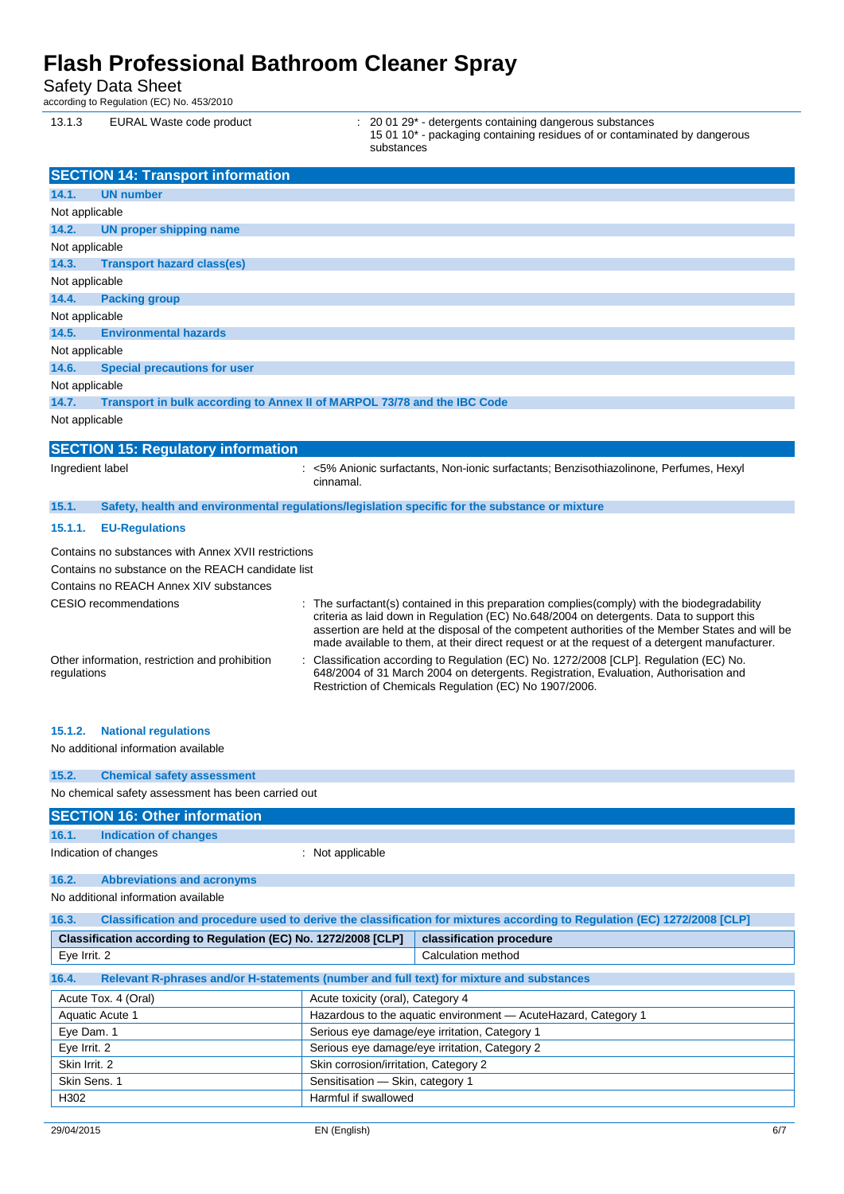13.1.3 EURAL Waste code product : 20 01 29* - detergents containing dangerous substances
15 01 10* - packaging containing residues of or contaminated by dangerous substances

## SECTION 14: Transport information

### 14.1. UN number

Not applicable

### 14.2. UN proper shipping name

Not applicable

### 14.3. Transport hazard class(es)

Not applicable

### 14.4. Packing group

Not applicable

### 14.5. Environmental hazards

Not applicable

### 14.6. Special precautions for user

Not applicable

### 14.7. Transport in bulk according to Annex II of MARPOL 73/78 and the IBC Code

Not applicable

## SECTION 15: Regulatory information

Ingredient label : <5% Anionic surfactants, Non-ionic surfactants; Benzisothiazolinone, Perfumes, Hexyl cinnamal.

### 15.1. Safety, health and environmental regulations/legislation specific for the substance or mixture

#### 15.1.1. EU-Regulations

Contains no substances with Annex XVII restrictions

Contains no substance on the REACH candidate list

Contains no REACH Annex XIV substances

CESIO recommendations : The surfactant(s) contained in this preparation complies(comply) with the biodegradability criteria as laid down in Regulation (EC) No.648/2004 on detergents. Data to support this assertion are held at the disposal of the competent authorities of the Member States and will be made available to them, at their direct request or at the request of a detergent manufacturer.

Other information, restriction and prohibition regulations : Classification according to Regulation (EC) No. 1272/2008 [CLP]. Regulation (EC) No. 648/2004 of 31 March 2004 on detergents. Registration, Evaluation, Authorisation and Restriction of Chemicals Regulation (EC) No 1907/2006.

#### 15.1.2. National regulations

No additional information available

### 15.2. Chemical safety assessment

No chemical safety assessment has been carried out

## SECTION 16: Other information

### 16.1. Indication of changes

Indication of changes : Not applicable

### 16.2. Abbreviations and acronyms

No additional information available

### 16.3. Classification and procedure used to derive the classification for mixtures according to Regulation (EC) 1272/2008 [CLP]

| Classification according to Regulation (EC) No. 1272/2008 [CLP] | classification procedure |
|---|---|
| Eye Irrit. 2 | Calculation method |

### 16.4. Relevant R-phrases and/or H-statements (number and full text) for mixture and substances

| | |
|---|---|
| Acute Tox. 4 (Oral) | Acute toxicity (oral), Category 4 |
| Aquatic Acute 1 | Hazardous to the aquatic environment — AcuteHazard, Category 1 |
| Eye Dam. 1 | Serious eye damage/eye irritation, Category 1 |
| Eye Irrit. 2 | Serious eye damage/eye irritation, Category 2 |
| Skin Irrit. 2 | Skin corrosion/irritation, Category 2 |
| Skin Sens. 1 | Sensitisation — Skin, category 1 |
| H302 | Harmful if swallowed |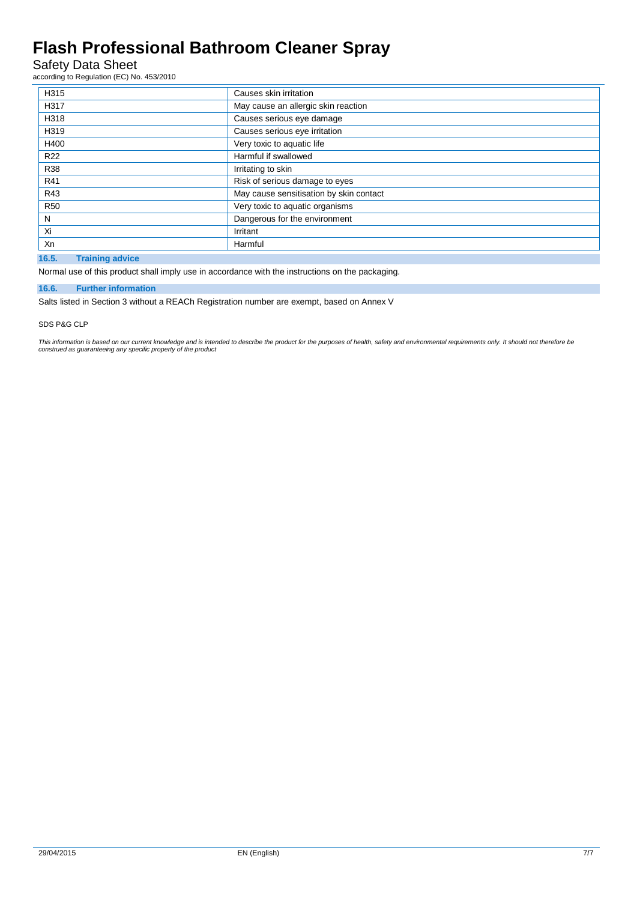| | |
|---|---|
| H315 | Causes skin irritation |
| H317 | May cause an allergic skin reaction |
| H318 | Causes serious eye damage |
| H319 | Causes serious eye irritation |
| H400 | Very toxic to aquatic life |
| R22 | Harmful if swallowed |
| R38 | Irritating to skin |
| R41 | Risk of serious damage to eyes |
| R43 | May cause sensitisation by skin contact |
| R50 | Very toxic to aquatic organisms |
| N | Dangerous for the environment |
| Xi | Irritant |
| Xn | Harmful |

### 16.5. Training advice

Normal use of this product shall imply use in accordance with the instructions on the packaging.

### 16.6. Further information

Salts listed in Section 3 without a REACh Registration number are exempt, based on Annex V

SDS P&G CLP

*This information is based on our current knowledge and is intended to describe the product for the purposes of health, safety and environmental requirements only. It should not therefore be construed as guaranteeing any specific property of the product*